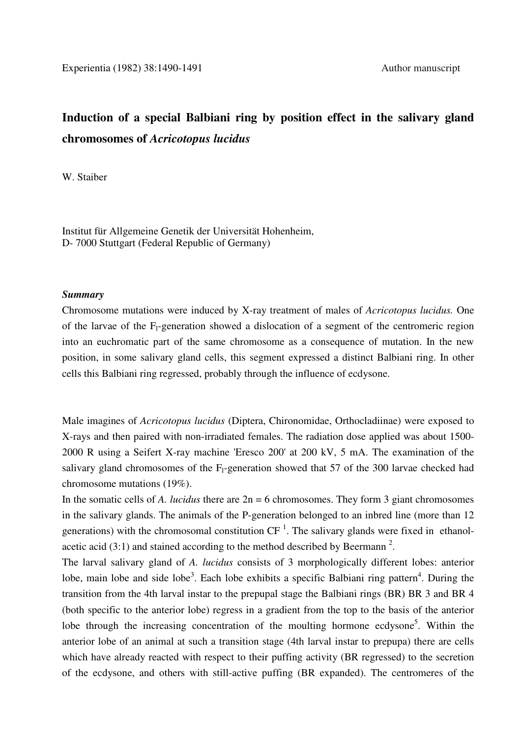Experientia (1982) 38:1490-1491 Author manuscript

# Induction of a special Balbiani ring by position effect in the salivary gland chromosomes of *Acricotopus lucidus*

W. Staiber

Institut für Allgemeine Genetik der Universität Hohenheim,
D- 7000 Stuttgart (Federal Republic of Germany)

***Summary***

Chromosome mutations were induced by X-ray treatment of males of *Acricotopus lucidus.* One of the larvae of the $F_1$-generation showed a dislocation of a segment of the centromeric region into an euchromatic part of the same chromosome as a consequence of mutation. In the new position, in some salivary gland cells, this segment expressed a distinct Balbiani ring. In other cells this Balbiani ring regressed, probably through the influence of ecdysone.

Male imagines of *Acricotopus lucidus* (Diptera, Chironomidae, Orthocladiinae) were exposed to X-rays and then paired with non-irradiated females. The radiation dose applied was about 1500-2000 R using a Seifert X-ray machine 'Eresco 200' at 200 kV, 5 mA. The examination of the salivary gland chromosomes of the $F_1$-generation showed that 57 of the 300 larvae checked had chromosome mutations (19%).

In the somatic cells of *A. lucidus* there are 2n = 6 chromosomes. They form 3 giant chromosomes in the salivary glands. The animals of the P-generation belonged to an inbred line (more than 12 generations) with the chromosomal constitution CF [1]. The salivary glands were fixed in ethanol-acetic acid (3:1) and stained according to the method described by Beermann [2].

The larval salivary gland of *A. lucidus* consists of 3 morphologically different lobes: anterior lobe, main lobe and side lobe[3]. Each lobe exhibits a specific Balbiani ring pattern[4]. During the transition from the 4th larval instar to the prepupal stage the Balbiani rings (BR) BR 3 and BR 4 (both specific to the anterior lobe) regress in a gradient from the top to the basis of the anterior lobe through the increasing concentration of the moulting hormone ecdysone[5]. Within the anterior lobe of an animal at such a transition stage (4th larval instar to prepupa) there are cells which have already reacted with respect to their puffing activity (BR regressed) to the secretion of the ecdysone, and others with still-active puffing (BR expanded). The centromeres of the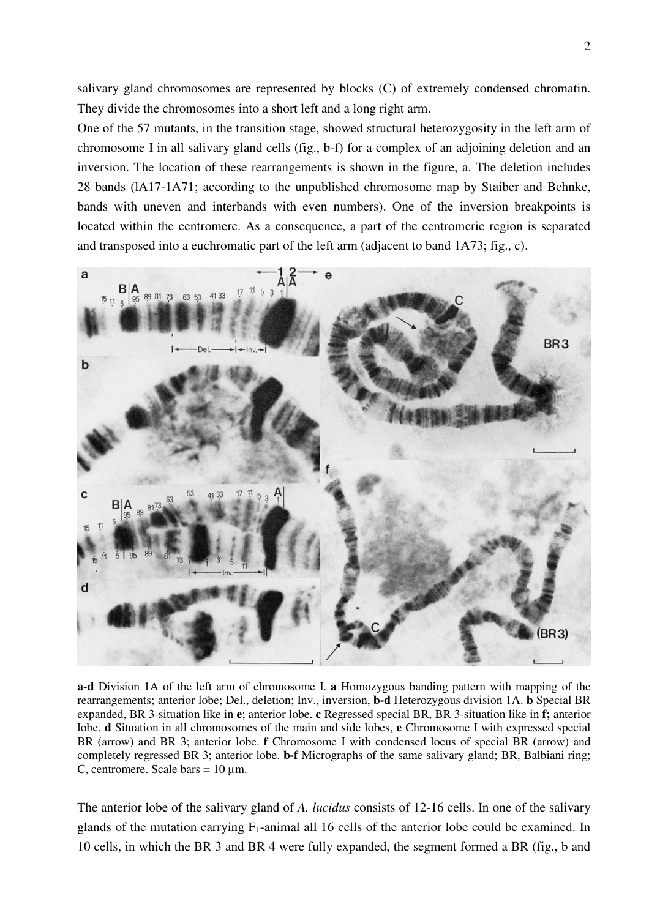salivary gland chromosomes are represented by blocks (C) of extremely condensed chromatin. They divide the chromosomes into a short left and a long right arm.

One of the 57 mutants, in the transition stage, showed structural heterozygosity in the left arm of chromosome I in all salivary gland cells (fig., b-f) for a complex of an adjoining deletion and an inversion. The location of these rearrangements is shown in the figure, a. The deletion includes 28 bands (lA17-1A71; according to the unpublished chromosome map by Staiber and Behnke, bands with uneven and interbands with even numbers). One of the inversion breakpoints is located within the centromere. As a consequence, a part of the centromeric region is separated and transposed into a euchromatic part of the left arm (adjacent to band 1A73; fig., c).

**a-d** Division 1A of the left arm of chromosome I. **a** Homozygous banding pattern with mapping of the rearrangements; anterior lobe; Del., deletion; Inv., inversion, **b-d** Heterozygous division 1A. **b** Special BR expanded, BR 3-situation like in **e**; anterior lobe. **c** Regressed special BR, BR 3-situation like in **f;** anterior lobe. **d** Situation in all chromosomes of the main and side lobes, **e** Chromosome I with expressed special BR (arrow) and BR 3; anterior lobe. **f** Chromosome I with condensed locus of special BR (arrow) and completely regressed BR 3; anterior lobe. **b-f** Micrographs of the same salivary gland; BR, Balbiani ring; C, centromere. Scale bars = 10 µm.

The anterior lobe of the salivary gland of *A. lucidus* consists of 12-16 cells. In one of the salivary glands of the mutation carrying $F_1$-animal all 16 cells of the anterior lobe could be examined. In 10 cells, in which the BR 3 and BR 4 were fully expanded, the segment formed a BR (fig., b and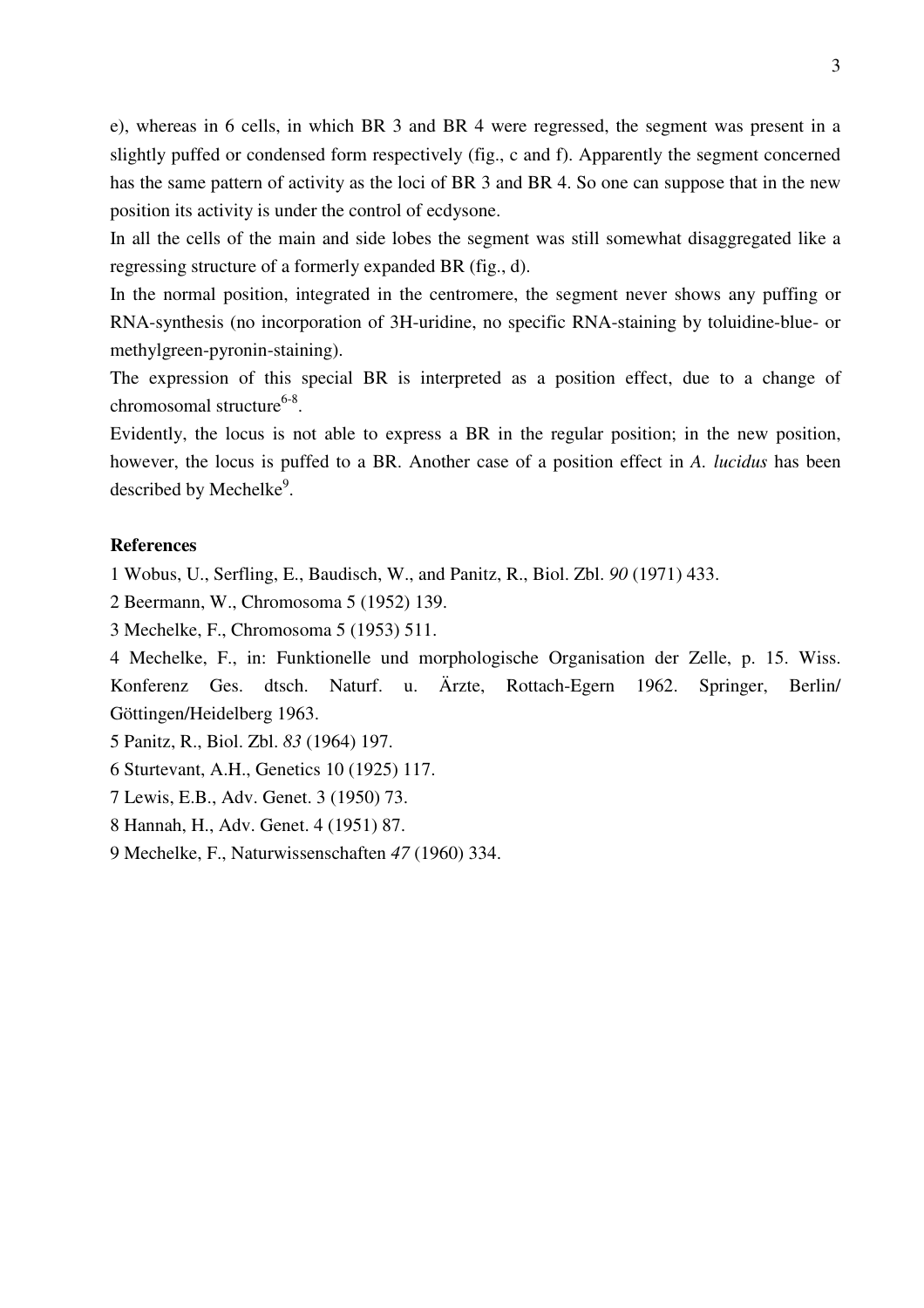e), whereas in 6 cells, in which BR 3 and BR 4 were regressed, the segment was present in a slightly puffed or condensed form respectively (fig., c and f). Apparently the segment concerned has the same pattern of activity as the loci of BR 3 and BR 4. So one can suppose that in the new position its activity is under the control of ecdysone.

In all the cells of the main and side lobes the segment was still somewhat disaggregated like a regressing structure of a formerly expanded BR (fig., d).

In the normal position, integrated in the centromere, the segment never shows any puffing or RNA-synthesis (no incorporation of 3H-uridine, no specific RNA-staining by toluidine-blue- or methylgreen-pyronin-staining).

The expression of this special BR is interpreted as a position effect, due to a change of chromosomal structure[6-8].

Evidently, the locus is not able to express a BR in the regular position; in the new position, however, the locus is puffed to a BR. Another case of a position effect in *A. lucidus* has been described by Mechelke[9].

## References

1 Wobus, U., Serfling, E., Baudisch, W., and Panitz, R., Biol. Zbl. *90* (1971) 433.

2 Beermann, W., Chromosoma 5 (1952) 139.

3 Mechelke, F., Chromosoma 5 (1953) 511.

4 Mechelke, F., in: Funktionelle und morphologische Organisation der Zelle, p. 15. Wiss. Konferenz Ges. dtsch. Naturf. u. Ärzte, Rottach-Egern 1962. Springer, Berlin/ Göttingen/Heidelberg 1963.

5 Panitz, R., Biol. Zbl. *83* (1964) 197.

6 Sturtevant, A.H., Genetics 10 (1925) 117.

7 Lewis, E.B., Adv. Genet. 3 (1950) 73.

8 Hannah, H., Adv. Genet. 4 (1951) 87.

9 Mechelke, F., Naturwissenschaften *47* (1960) 334.